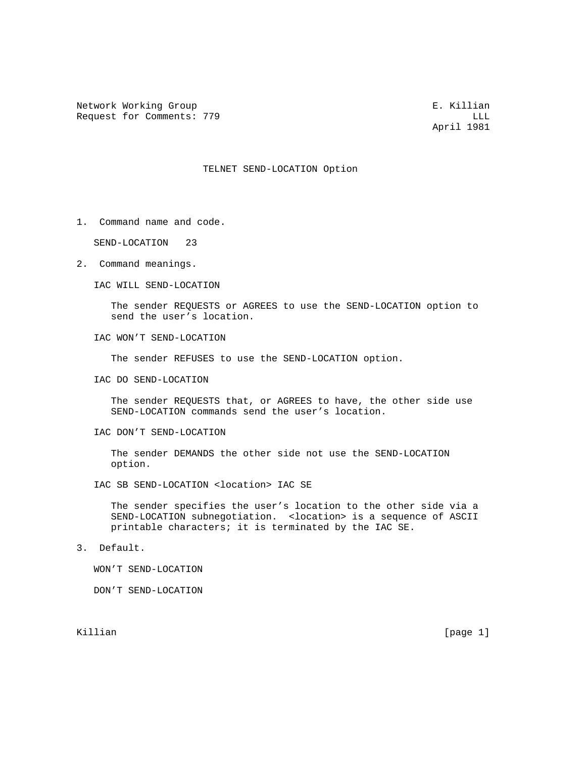Network Working Group E. Killian
Request for Comments: 779 LLL
April 1981

# TELNET SEND-LOCATION Option

## 1. Command name and code.

SEND-LOCATION 23

## 2. Command meanings.

IAC WILL SEND-LOCATION

The sender REQUESTS or AGREES to use the SEND-LOCATION option to send the user's location.

IAC WON'T SEND-LOCATION

The sender REFUSES to use the SEND-LOCATION option.

IAC DO SEND-LOCATION

The sender REQUESTS that, or AGREES to have, the other side use SEND-LOCATION commands send the user's location.

IAC DON'T SEND-LOCATION

The sender DEMANDS the other side not use the SEND-LOCATION option.

IAC SB SEND-LOCATION <location> IAC SE

The sender specifies the user's location to the other side via a SEND-LOCATION subnegotiation. <location> is a sequence of ASCII printable characters; it is terminated by the IAC SE.

## 3. Default.

WON'T SEND-LOCATION

DON'T SEND-LOCATION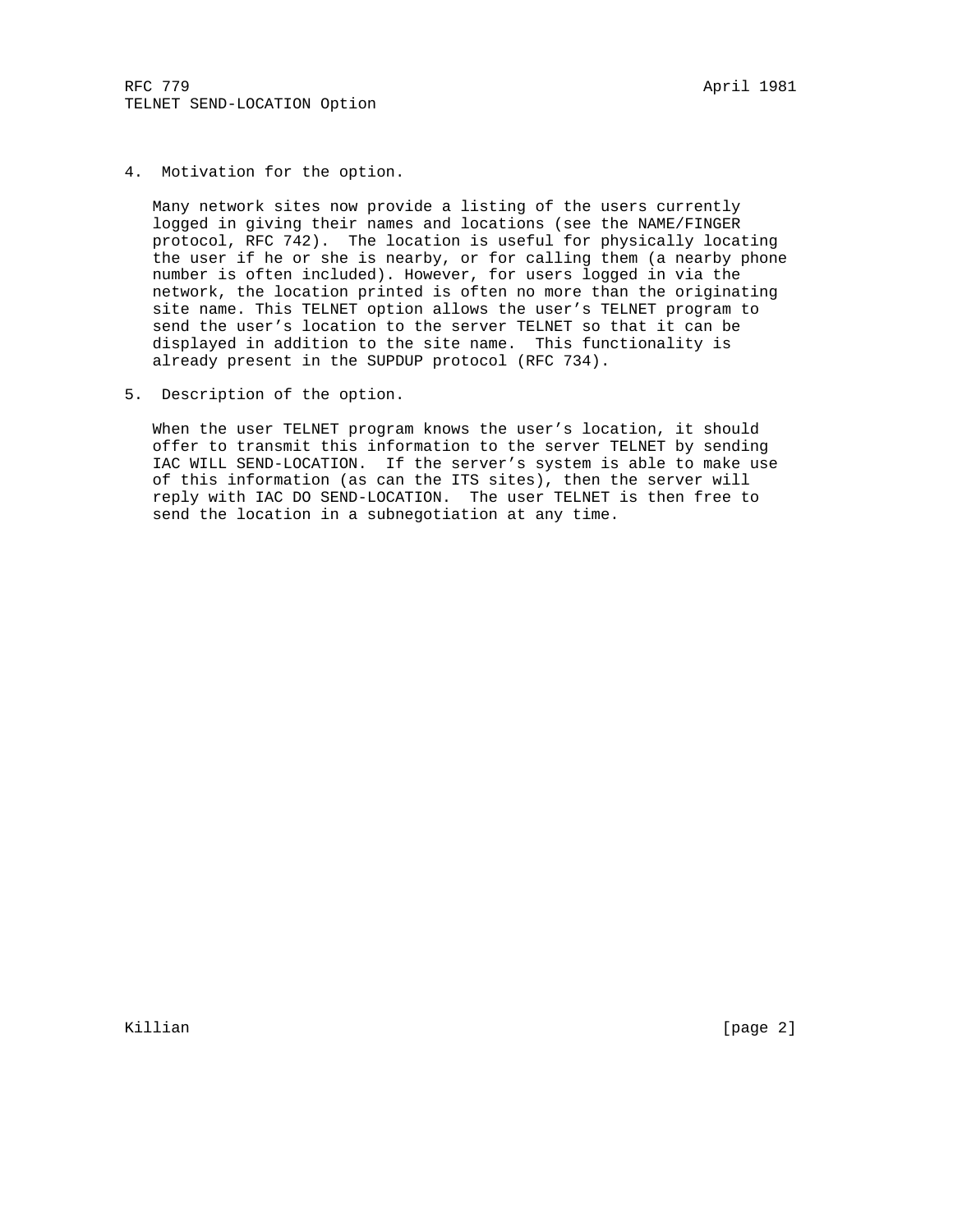## 4. Motivation for the option.

Many network sites now provide a listing of the users currently logged in giving their names and locations (see the NAME/FINGER protocol, RFC 742). The location is useful for physically locating the user if he or she is nearby, or for calling them (a nearby phone number is often included). However, for users logged in via the network, the location printed is often no more than the originating site name. This TELNET option allows the user's TELNET program to send the user's location to the server TELNET so that it can be displayed in addition to the site name. This functionality is already present in the SUPDUP protocol (RFC 734).

## 5. Description of the option.

When the user TELNET program knows the user's location, it should offer to transmit this information to the server TELNET by sending IAC WILL SEND-LOCATION. If the server's system is able to make use of this information (as can the ITS sites), then the server will reply with IAC DO SEND-LOCATION. The user TELNET is then free to send the location in a subnegotiation at any time.